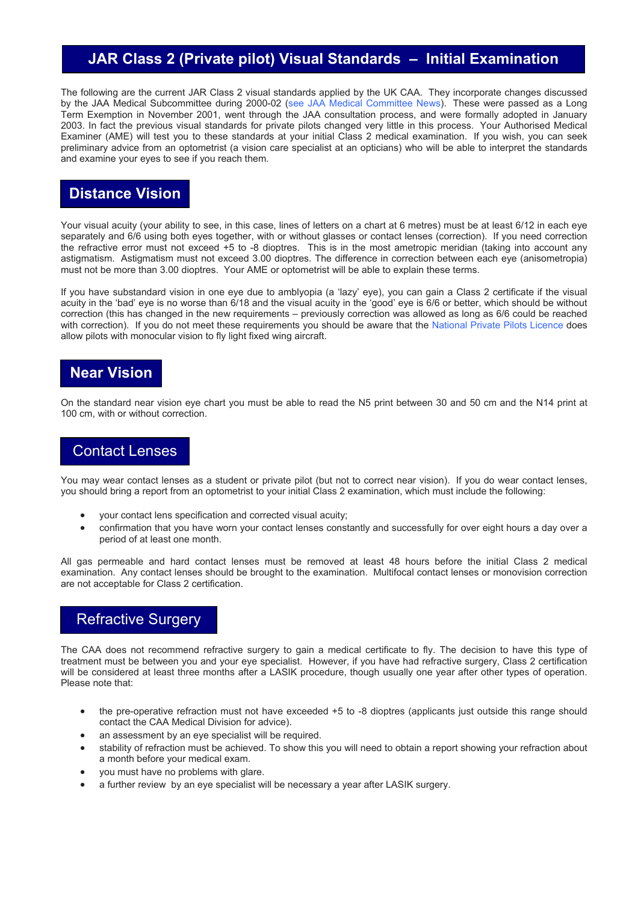# JAR Class 2 (Private pilot) Visual Standards – Initial Examination

The following are the current JAR Class 2 visual standards applied by the UK CAA. They incorporate changes discussed by the JAA Medical Subcommittee during 2000-02 (see JAA Medical Committee News). These were passed as a Long Term Exemption in November 2001, went through the JAA consultation process, and were formally adopted in January 2003. In fact the previous visual standards for private pilots changed very little in this process. Your Authorised Medical Examiner (AME) will test you to these standards at your initial Class 2 medical examination. If you wish, you can seek preliminary advice from an optometrist (a vision care specialist at an opticians) who will be able to interpret the standards and examine your eyes to see if you reach them.

## Distance Vision

Your visual acuity (your ability to see, in this case, lines of letters on a chart at 6 metres) must be at least 6/12 in each eye separately and 6/6 using both eyes together, with or without glasses or contact lenses (correction). If you need correction the refractive error must not exceed +5 to -8 dioptres. This is in the most ametropic meridian (taking into account any astigmatism. Astigmatism must not exceed 3.00 dioptres. The difference in correction between each eye (anisometropia) must not be more than 3.00 dioptres. Your AME or optometrist will be able to explain these terms.

If you have substandard vision in one eye due to amblyopia (a 'lazy' eye), you can gain a Class 2 certificate if the visual acuity in the 'bad' eye is no worse than 6/18 and the visual acuity in the 'good' eye is 6/6 or better, which should be without correction (this has changed in the new requirements – previously correction was allowed as long as 6/6 could be reached with correction). If you do not meet these requirements you should be aware that the National Private Pilots Licence does allow pilots with monocular vision to fly light fixed wing aircraft.

## Near Vision

On the standard near vision eye chart you must be able to read the N5 print between 30 and 50 cm and the N14 print at 100 cm, with or without correction.

## Contact Lenses

You may wear contact lenses as a student or private pilot (but not to correct near vision). If you do wear contact lenses, you should bring a report from an optometrist to your initial Class 2 examination, which must include the following:

- your contact lens specification and corrected visual acuity;
- confirmation that you have worn your contact lenses constantly and successfully for over eight hours a day over a period of at least one month.

All gas permeable and hard contact lenses must be removed at least 48 hours before the initial Class 2 medical examination. Any contact lenses should be brought to the examination. Multifocal contact lenses or monovision correction are not acceptable for Class 2 certification.

## Refractive Surgery

The CAA does not recommend refractive surgery to gain a medical certificate to fly. The decision to have this type of treatment must be between you and your eye specialist. However, if you have had refractive surgery, Class 2 certification will be considered at least three months after a LASIK procedure, though usually one year after other types of operation. Please note that:

- the pre-operative refraction must not have exceeded +5 to -8 dioptres (applicants just outside this range should contact the CAA Medical Division for advice).
- an assessment by an eye specialist will be required.
- stability of refraction must be achieved. To show this you will need to obtain a report showing your refraction about a month before your medical exam.
- you must have no problems with glare.
- a further review by an eye specialist will be necessary a year after LASIK surgery.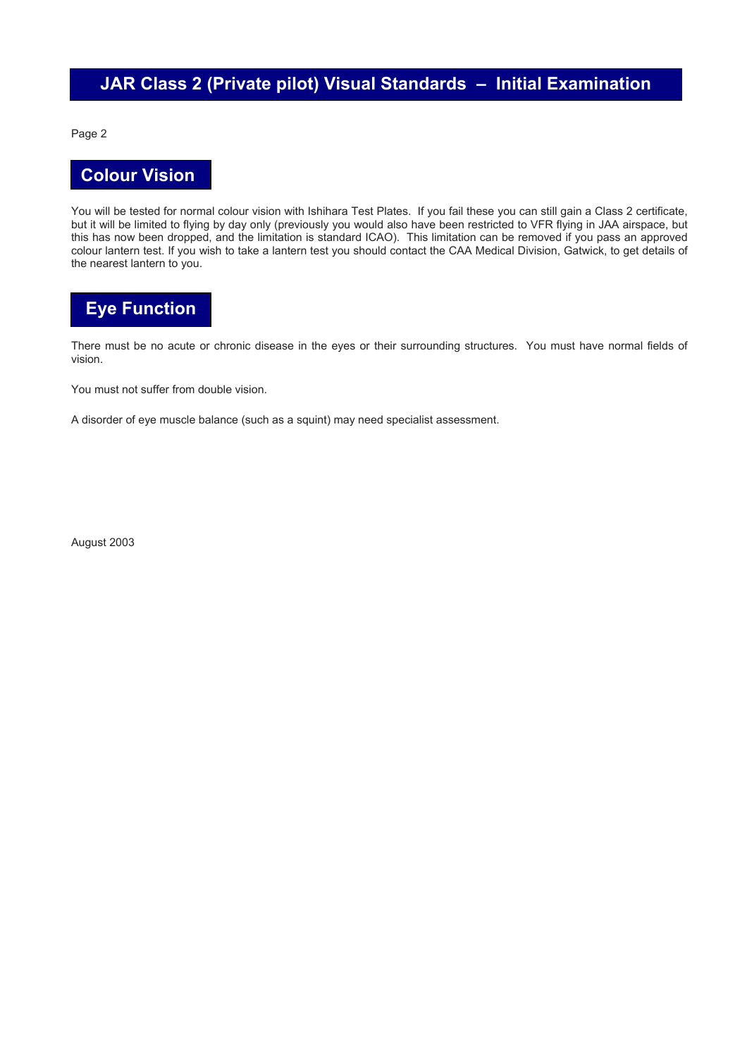# JAR Class 2 (Private pilot) Visual Standards – Initial Examination

## Colour Vision

You will be tested for normal colour vision with Ishihara Test Plates. If you fail these you can still gain a Class 2 certificate, but it will be limited to flying by day only (previously you would also have been restricted to VFR flying in JAA airspace, but this has now been dropped, and the limitation is standard ICAO). This limitation can be removed if you pass an approved colour lantern test. If you wish to take a lantern test you should contact the CAA Medical Division, Gatwick, to get details of the nearest lantern to you.

## Eye Function

There must be no acute or chronic disease in the eyes or their surrounding structures. You must have normal fields of vision.

You must not suffer from double vision.

A disorder of eye muscle balance (such as a squint) may need specialist assessment.

August 2003